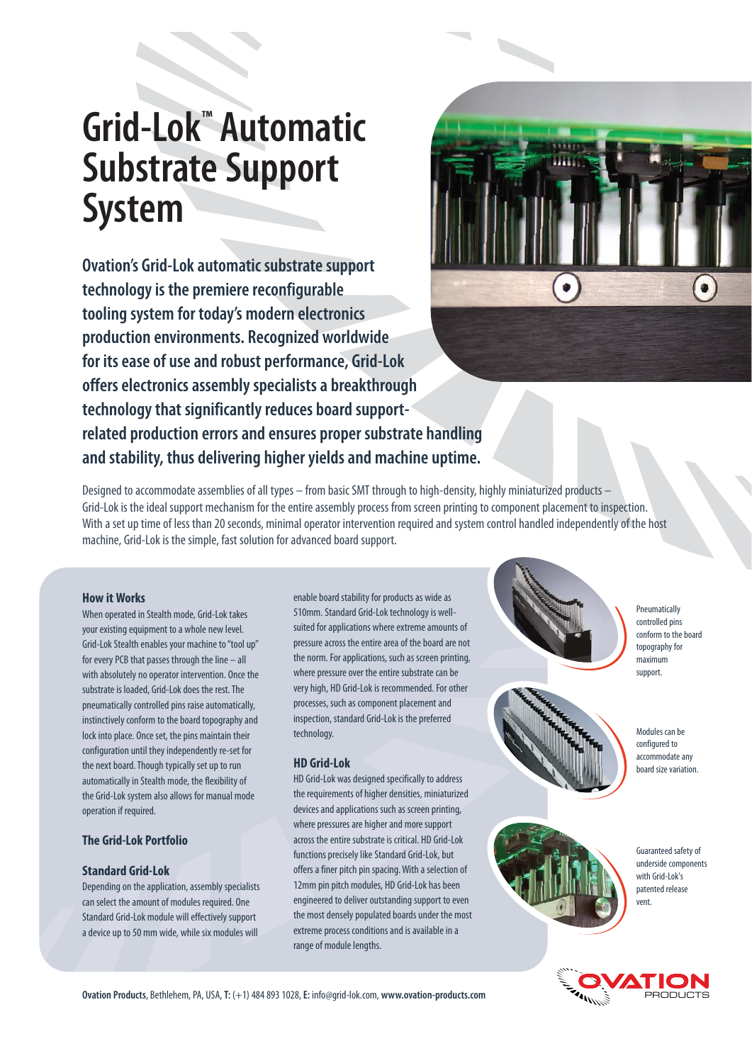# Grid-Lok™ Automatic Substrate Support System

**Ovation's Grid-Lok automatic substrate support technology is the premiere reconfigurable tooling system for today's modern electronics production environments. Recognized worldwide for its ease of use and robust performance, Grid-Lok offers electronics assembly specialists a breakthrough technology that significantly reduces board support-related production errors and ensures proper substrate handling and stability, thus delivering higher yields and machine uptime.**

Designed to accommodate assemblies of all types – from basic SMT through to high-density, highly miniaturized products – Grid-Lok is the ideal support mechanism for the entire assembly process from screen printing to component placement to inspection. With a set up time of less than 20 seconds, minimal operator intervention required and system control handled independently of the host machine, Grid-Lok is the simple, fast solution for advanced board support.

### How it Works

When operated in Stealth mode, Grid-Lok takes your existing equipment to a whole new level. Grid-Lok Stealth enables your machine to "tool up" for every PCB that passes through the line – all with absolutely no operator intervention. Once the substrate is loaded, Grid-Lok does the rest. The pneumatically controlled pins raise automatically, instinctively conform to the board topography and lock into place. Once set, the pins maintain their configuration until they independently re-set for the next board. Though typically set up to run automatically in Stealth mode, the flexibility of the Grid-Lok system also allows for manual mode operation if required.

### The Grid-Lok Portfolio

### Standard Grid-Lok

Depending on the application, assembly specialists can select the amount of modules required. One Standard Grid-Lok module will effectively support a device up to 50 mm wide, while six modules will enable board stability for products as wide as 510mm. Standard Grid-Lok technology is well-suited for applications where extreme amounts of pressure across the entire area of the board are not the norm. For applications, such as screen printing, where pressure over the entire substrate can be very high, HD Grid-Lok is recommended. For other processes, such as component placement and inspection, standard Grid-Lok is the preferred technology.

### HD Grid-Lok

HD Grid-Lok was designed specifically to address the requirements of higher densities, miniaturized devices and applications such as screen printing, where pressures are higher and more support across the entire substrate is critical. HD Grid-Lok functions precisely like Standard Grid-Lok, but offers a finer pitch pin spacing. With a selection of 12mm pin pitch modules, HD Grid-Lok has been engineered to deliver outstanding support to even the most densely populated boards under the most extreme process conditions and is available in a range of module lengths.

Pneumatically controlled pins conform to the board topography for maximum support.

Modules can be configured to accommodate any board size variation.

Guaranteed safety of underside components with Grid-Lok's patented release vent.

**Ovation Products**, Bethlehem, PA, USA, **T:** (+1) 484 893 1028, **E:** info@grid-lok.com, **www.ovation-products.com**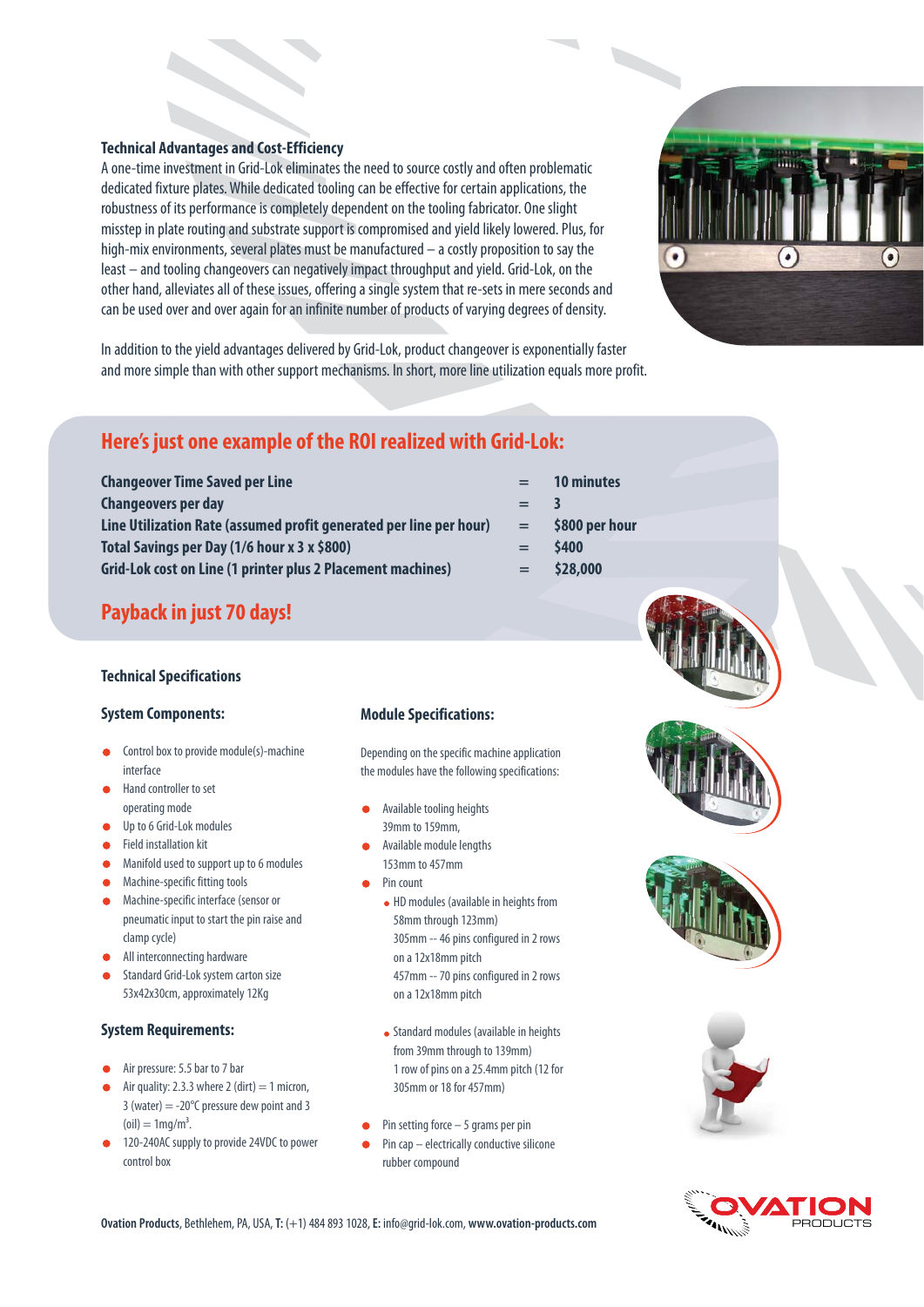### Technical Advantages and Cost-Efficiency

A one-time investment in Grid-Lok eliminates the need to source costly and often problematic dedicated fixture plates. While dedicated tooling can be effective for certain applications, the robustness of its performance is completely dependent on the tooling fabricator. One slight misstep in plate routing and substrate support is compromised and yield likely lowered. Plus, for high-mix environments, several plates must be manufactured – a costly proposition to say the least – and tooling changeovers can negatively impact throughput and yield. Grid-Lok, on the other hand, alleviates all of these issues, offering a single system that re-sets in mere seconds and can be used over and over again for an infinite number of products of varying degrees of density.

In addition to the yield advantages delivered by Grid-Lok, product changeover is exponentially faster and more simple than with other support mechanisms. In short, more line utilization equals more profit.

## Here's just one example of the ROI realized with Grid-Lok:

| | | |
|---|---|---|
| **Changeover Time Saved per Line** | = | **10 minutes** |
| **Changeovers per day** | = | **3** |
| **Line Utilization Rate (assumed profit generated per line per hour)** | = | **$800 per hour** |
| **Total Savings per Day (1/6 hour x 3 x $800)** | = | **$400** |
| **Grid-Lok cost on Line (1 printer plus 2 Placement machines)** | = | **$28,000** |

## Payback in just 70 days!

### Technical Specifications

#### System Components:

- Control box to provide module(s)-machine interface
- Hand controller to set operating mode
- Up to 6 Grid-Lok modules
- Field installation kit
- Manifold used to support up to 6 modules
- Machine-specific fitting tools
- Machine-specific interface (sensor or pneumatic input to start the pin raise and clamp cycle)
- All interconnecting hardware
- Standard Grid-Lok system carton size 53x42x30cm, approximately 12Kg

#### System Requirements:

- Air pressure: 5.5 bar to 7 bar
- Air quality: 2.3.3 where 2 (dirt) = 1 micron, 3 (water) = -20°C pressure dew point and 3 (oil) = 1mg/m$^3$.
- 120-240AC supply to provide 24VDC to power control box

#### Module Specifications:

Depending on the specific machine application the modules have the following specifications:

- Available tooling heights 39mm to 159mm,
- Available module lengths 153mm to 457mm
- Pin count
  - HD modules (available in heights from 58mm through 123mm)  
    305mm -- 46 pins configured in 2 rows on a 12x18mm pitch  
    457mm -- 70 pins configured in 2 rows on a 12x18mm pitch
  - Standard modules (available in heights from 39mm through to 139mm)  
    1 row of pins on a 25.4mm pitch (12 for 305mm or 18 for 457mm)
- Pin setting force – 5 grams per pin
- Pin cap – electrically conductive silicone rubber compound

**Ovation Products**, Bethlehem, PA, USA, **T:** (+1) 484 893 1028, **E:** info@grid-lok.com, **www.ovation-products.com**